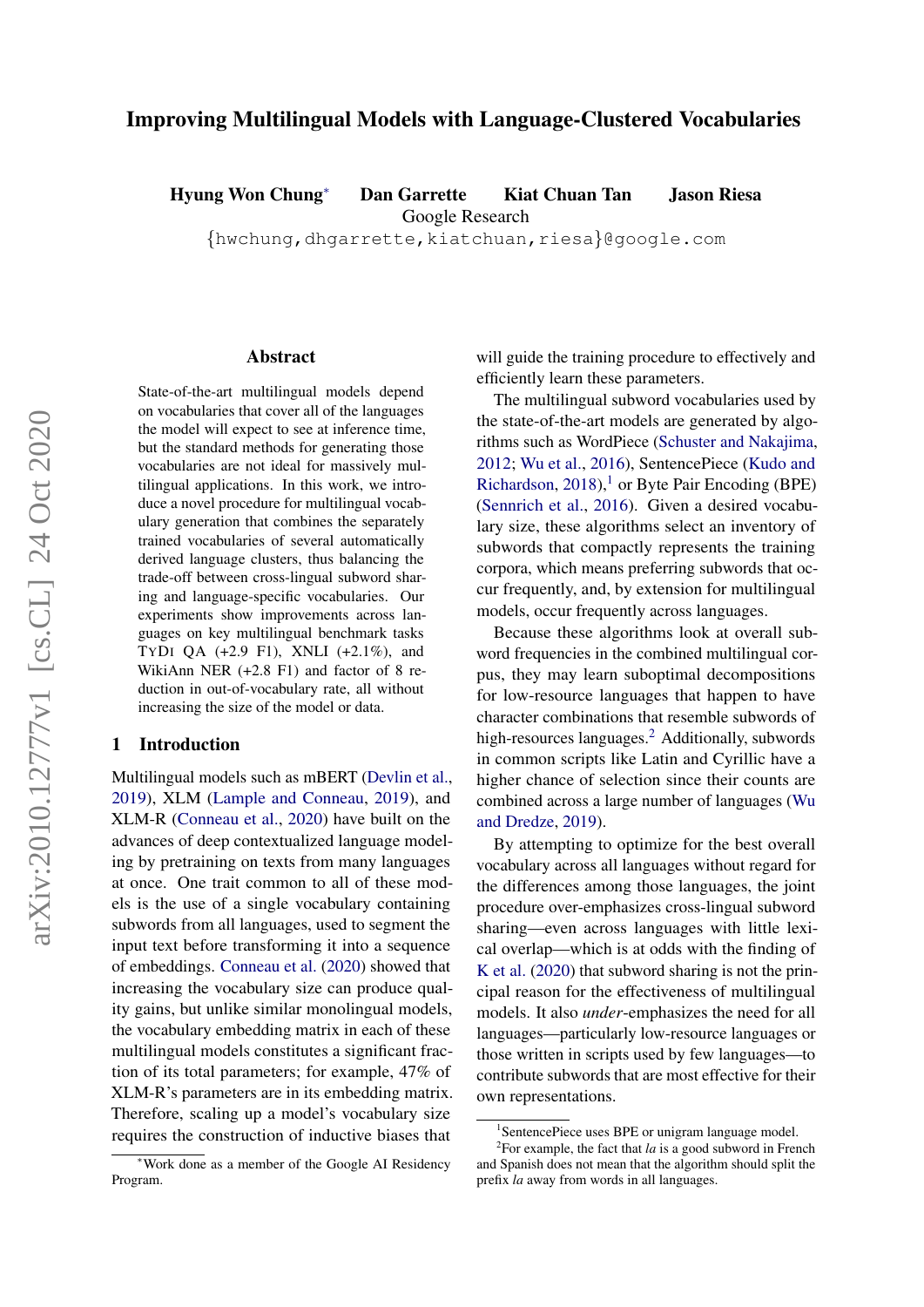# Improving Multilingual Models with Language-Clustered Vocabularies

**Hyung Won Chung**[*] **Dan Garrette** **Kiat Chuan Tan** **Jason Riesa**
Google Research
{hwchung,dhgarrette,kiatchuan,riesa}@google.com

## Abstract

State-of-the-art multilingual models depend on vocabularies that cover all of the languages the model will expect to see at inference time, but the standard methods for generating those vocabularies are not ideal for massively multilingual applications. In this work, we introduce a novel procedure for multilingual vocabulary generation that combines the separately trained vocabularies of several automatically derived language clusters, thus balancing the trade-off between cross-lingual subword sharing and language-specific vocabularies. Our experiments show improvements across languages on key multilingual benchmark tasks TyDi QA (+2.9 F1), XNLI (+2.1%), and WikiAnn NER (+2.8 F1) and factor of 8 reduction in out-of-vocabulary rate, all without increasing the size of the model or data.

## 1 Introduction

Multilingual models such as mBERT (Devlin et al., 2019), XLM (Lample and Conneau, 2019), and XLM-R (Conneau et al., 2020) have built on the advances of deep contextualized language modeling by pretraining on texts from many languages at once. One trait common to all of these models is the use of a single vocabulary containing subwords from all languages, used to segment the input text before transforming it into a sequence of embeddings. Conneau et al. (2020) showed that increasing the vocabulary size can produce quality gains, but unlike similar monolingual models, the vocabulary embedding matrix in each of these multilingual models constitutes a significant fraction of its total parameters; for example, 47% of XLM-R's parameters are in its embedding matrix. Therefore, scaling up a model's vocabulary size requires the construction of inductive biases that will guide the training procedure to effectively and efficiently learn these parameters.

The multilingual subword vocabularies used by the state-of-the-art models are generated by algorithms such as WordPiece (Schuster and Nakajima, 2012; Wu et al., 2016), SentencePiece (Kudo and Richardson, 2018),[1] or Byte Pair Encoding (BPE) (Sennrich et al., 2016). Given a desired vocabulary size, these algorithms select an inventory of subwords that compactly represents the training corpora, which means preferring subwords that occur frequently, and, by extension for multilingual models, occur frequently across languages.

Because these algorithms look at overall subword frequencies in the combined multilingual corpus, they may learn suboptimal decompositions for low-resource languages that happen to have character combinations that resemble subwords of high-resources languages.[2] Additionally, subwords in common scripts like Latin and Cyrillic have a higher chance of selection since their counts are combined across a large number of languages (Wu and Dredze, 2019).

By attempting to optimize for the best overall vocabulary across all languages without regard for the differences among those languages, the joint procedure over-emphasizes cross-lingual subword sharing—even across languages with little lexical overlap—which is at odds with the finding of K et al. (2020) that subword sharing is not the principal reason for the effectiveness of multilingual models. It also *under*-emphasizes the need for all languages—particularly low-resource languages or those written in scripts used by few languages—to contribute subwords that are most effective for their own representations.

[*] Work done as a member of the Google AI Residency Program.

[1] SentencePiece uses BPE or unigram language model.

[2] For example, the fact that *la* is a good subword in French and Spanish does not mean that the algorithm should split the prefix *la* away from words in all languages.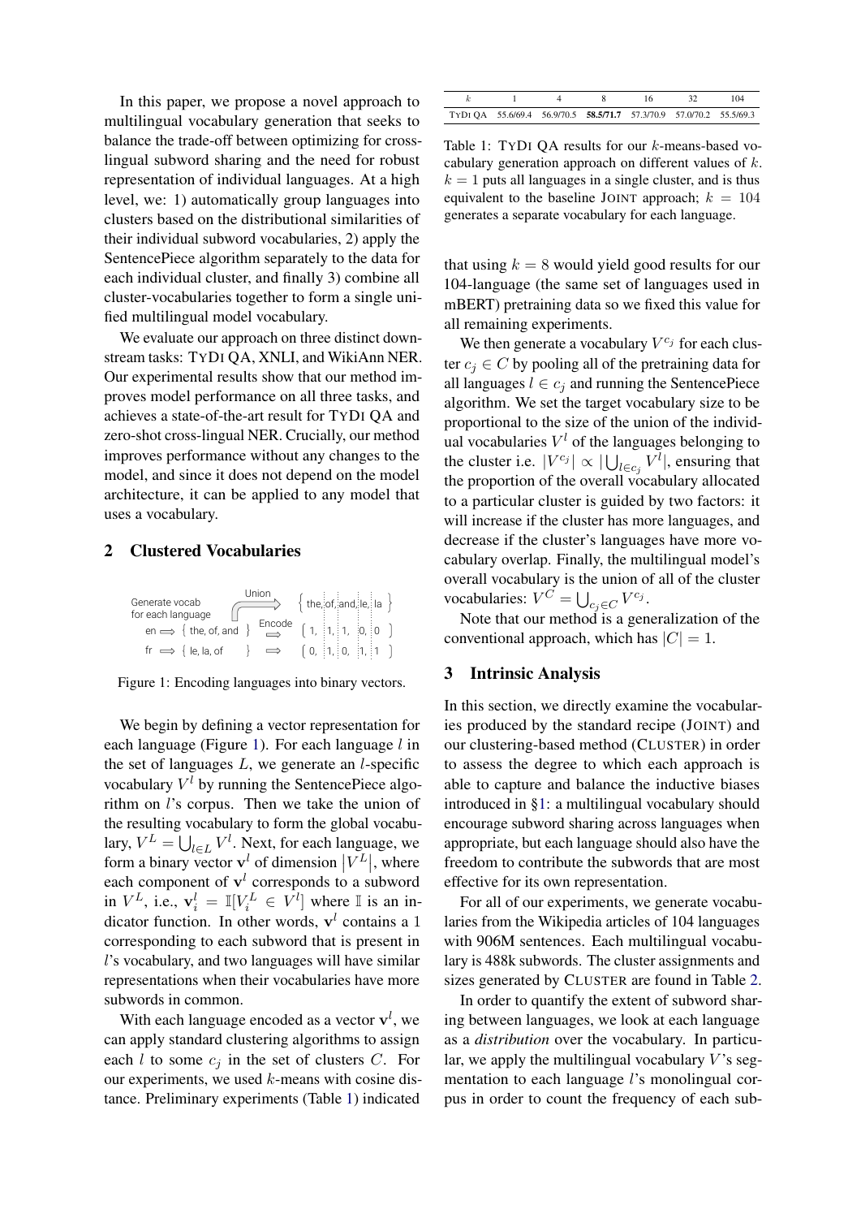In this paper, we propose a novel approach to multilingual vocabulary generation that seeks to balance the trade-off between optimizing for cross-lingual subword sharing and the need for robust representation of individual languages. At a high level, we: 1) automatically group languages into clusters based on the distributional similarities of their individual subword vocabularies, 2) apply the SentencePiece algorithm separately to the data for each individual cluster, and finally 3) combine all cluster-vocabularies together to form a single unified multilingual model vocabulary.

We evaluate our approach on three distinct downstream tasks: TYDI QA, XNLI, and WikiAnn NER. Our experimental results show that our method improves model performance on all three tasks, and achieves a state-of-the-art result for TYDI QA and zero-shot cross-lingual NER. Crucially, our method improves performance without any changes to the model, and since it does not depend on the model architecture, it can be applied to any model that uses a vocabulary.

## 2 Clustered Vocabularies

| | Generate vocab for each language | Union ⟹ | { the, of, and, le, la } |
|---|---|---|---|
| en ⟹ | { the, of, and } | Encode ⟹ | [ 1, 1, 1, 0, 0 ] |
| fr ⟹ | { le, la, of } | ⟹ | [ 0, 1, 0, 1, 1 ] |

Figure 1: Encoding languages into binary vectors.

We begin by defining a vector representation for each language (Figure 1). For each language $l$ in the set of languages $L$, we generate an $l$-specific vocabulary $V^l$ by running the SentencePiece algorithm on $l$'s corpus. Then we take the union of the resulting vocabulary to form the global vocabulary, $V^L = \bigcup_{l \in L} V^l$. Next, for each language, we form a binary vector $\mathbf{v}^l$ of dimension $|V^L|$, where each component of $\mathbf{v}^l$ corresponds to a subword in $V^L$, i.e., $\mathbf{v}^l_i = \mathbb{I}[V^L_i \in V^l]$ where $\mathbb{I}$ is an indicator function. In other words, $\mathbf{v}^l$ contains a 1 corresponding to each subword that is present in $l$'s vocabulary, and two languages will have similar representations when their vocabularies have more subwords in common.

With each language encoded as a vector $\mathbf{v}^l$, we can apply standard clustering algorithms to assign each $l$ to some $c_j$ in the set of clusters $C$. For our experiments, we used $k$-means with cosine distance. Preliminary experiments (Table 1) indicated that using $k = 8$ would yield good results for our 104-language (the same set of languages used in mBERT) pretraining data so we fixed this value for all remaining experiments.

| $k$ | 1 | 4 | 8 | 16 | 32 | 104 |
|---|---|---|---|---|---|---|
| TYDI QA | 55.6/69.4 | 56.9/70.5 | **58.5/71.7** | 57.3/70.9 | 57.0/70.2 | 55.5/69.3 |

Table 1: TYDI QA results for our $k$-means-based vocabulary generation approach on different values of $k$. $k = 1$ puts all languages in a single cluster, and is thus equivalent to the baseline JOINT approach; $k = 104$ generates a separate vocabulary for each language.

We then generate a vocabulary $V^{c_j}$ for each cluster $c_j \in C$ by pooling all of the pretraining data for all languages $l \in c_j$ and running the SentencePiece algorithm. We set the target vocabulary size to be proportional to the size of the union of the individual vocabularies $V^l$ of the languages belonging to the cluster i.e. $|V^{c_j}| \propto |\bigcup_{l \in c_j} V^l|$, ensuring that the proportion of the overall vocabulary allocated to a particular cluster is guided by two factors: it will increase if the cluster has more languages, and decrease if the cluster's languages have more vocabulary overlap. Finally, the multilingual model's overall vocabulary is the union of all of the cluster vocabularies: $V^C = \bigcup_{c_j \in C} V^{c_j}$.

Note that our method is a generalization of the conventional approach, which has $|C| = 1$.

## 3 Intrinsic Analysis

In this section, we directly examine the vocabularies produced by the standard recipe (JOINT) and our clustering-based method (CLUSTER) in order to assess the degree to which each approach is able to capture and balance the inductive biases introduced in §1: a multilingual vocabulary should encourage subword sharing across languages when appropriate, but each language should also have the freedom to contribute the subwords that are most effective for its own representation.

For all of our experiments, we generate vocabularies from the Wikipedia articles of 104 languages with 906M sentences. Each multilingual vocabulary is 488k subwords. The cluster assignments and sizes generated by CLUSTER are found in Table 2.

In order to quantify the extent of subword sharing between languages, we look at each language as a *distribution* over the vocabulary. In particular, we apply the multilingual vocabulary $V$'s segmentation to each language $l$'s monolingual corpus in order to count the frequency of each sub-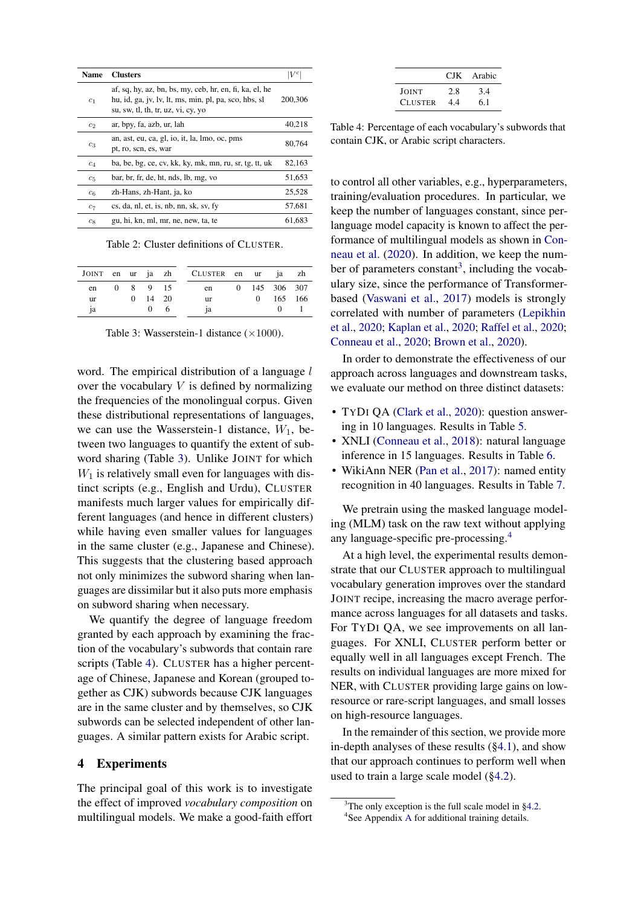| Name | Clusters | $\lvert V^c \rvert$ |
|---|---|---|
| $c_1$ | af, sq, hy, az, bn, bs, my, ceb, hr, en, fi, ka, el, he hu, id, ga, jv, lv, lt, ms, min, pl, pa, sco, hbs, sl su, sw, tl, th, tr, uz, vi, cy, yo | 200,306 |
| $c_2$ | ar, bpy, fa, azb, ur, lah | 40,218 |
| $c_3$ | an, ast, eu, ca, gl, io, it, la, lmo, oc, pms pt, ro, scn, es, war | 80,764 |
| $c_4$ | ba, be, bg, ce, cv, kk, ky, mk, mn, ru, sr, tg, tt, uk | 82,163 |
| $c_5$ | bar, br, fr, de, ht, nds, lb, mg, vo | 51,653 |
| $c_6$ | zh-Hans, zh-Hant, ja, ko | 25,528 |
| $c_7$ | cs, da, nl, et, is, nb, nn, sk, sv, fy | 57,681 |
| $c_8$ | gu, hi, kn, ml, mr, ne, new, ta, te | 61,683 |

Table 2: Cluster definitions of CLUSTER.

| JOINT | en | ur | ja | zh |
|---|---|---|---|---|
| en | 0 | 8 | 9 | 15 |
| ur | | 0 | 14 | 20 |
| ja | | | 0 | 6 |

| CLUSTER | en | ur | ja | zh |
|---|---|---|---|---|
| en | 0 | 145 | 306 | 307 |
| ur | | 0 | 165 | 166 |
| ja | | | 0 | 1 |

Table 3: Wasserstein-1 distance ($\times 1000$).

word. The empirical distribution of a language $l$ over the vocabulary $V$ is defined by normalizing the frequencies of the monolingual corpus. Given these distributional representations of languages, we can use the Wasserstein-1 distance, $W_1$, between two languages to quantify the extent of subword sharing (Table 3). Unlike JOINT for which $W_1$ is relatively small even for languages with distinct scripts (e.g., English and Urdu), CLUSTER manifests much larger values for empirically different languages (and hence in different clusters) while having even smaller values for languages in the same cluster (e.g., Japanese and Chinese). This suggests that the clustering based approach not only minimizes the subword sharing when languages are dissimilar but it also puts more emphasis on subword sharing when necessary.

We quantify the degree of language freedom granted by each approach by examining the fraction of the vocabulary's subwords that contain rare scripts (Table 4). CLUSTER has a higher percentage of Chinese, Japanese and Korean (grouped together as CJK) subwords because CJK languages are in the same cluster and by themselves, so CJK subwords can be selected independent of other languages. A similar pattern exists for Arabic script.

## 4 Experiments

The principal goal of this work is to investigate the effect of improved *vocabulary composition* on multilingual models. We make a good-faith effort to control all other variables, e.g., hyperparameters, training/evaluation procedures. In particular, we keep the number of languages constant, since per-language model capacity is known to affect the performance of multilingual models as shown in Conneau et al. (2020). In addition, we keep the number of parameters constant[3], including the vocabulary size, since the performance of Transformer-based (Vaswani et al., 2017) models is strongly correlated with number of parameters (Lepikhin et al., 2020; Kaplan et al., 2020; Raffel et al., 2020; Conneau et al., 2020; Brown et al., 2020).

| | CJK | Arabic |
|---|---|---|
| JOINT | 2.8 | 3.4 |
| CLUSTER | 4.4 | 6.1 |

Table 4: Percentage of each vocabulary's subwords that contain CJK, or Arabic script characters.

In order to demonstrate the effectiveness of our approach across languages and downstream tasks, we evaluate our method on three distinct datasets:

- TYDI QA (Clark et al., 2020): question answering in 10 languages. Results in Table 5.
- XNLI (Conneau et al., 2018): natural language inference in 15 languages. Results in Table 6.
- WikiAnn NER (Pan et al., 2017): named entity recognition in 40 languages. Results in Table 7.

We pretrain using the masked language modeling (MLM) task on the raw text without applying any language-specific pre-processing.[4]

At a high level, the experimental results demonstrate that our CLUSTER approach to multilingual vocabulary generation improves over the standard JOINT recipe, increasing the macro average performance across languages for all datasets and tasks. For TYDI QA, we see improvements on all languages. For XNLI, CLUSTER perform better or equally well in all languages except French. The results on individual languages are more mixed for NER, with CLUSTER providing large gains on low-resource or rare-script languages, and small losses on high-resource languages.

In the remainder of this section, we provide more in-depth analyses of these results (§4.1), and show that our approach continues to perform well when used to train a large scale model (§4.2).

[3] The only exception is the full scale model in §4.2.

[4] See Appendix A for additional training details.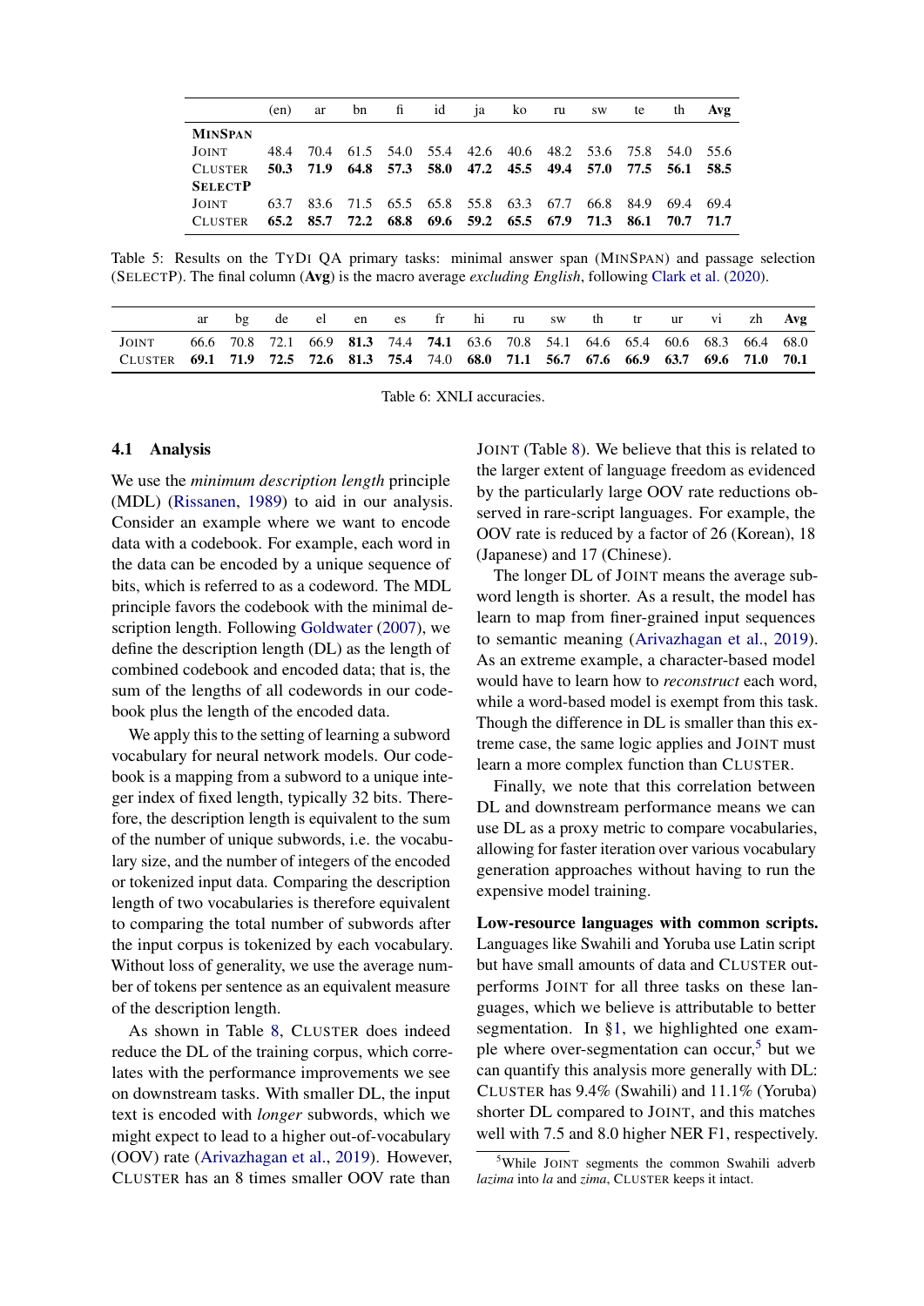| | (en) | ar | bn | fi | id | ja | ko | ru | sw | te | th | **Avg** |
|---|---|---|---|---|---|---|---|---|---|---|---|---|
| **MinSpan** | | | | | | | | | | | | |
| Joint | 48.4 | 70.4 | 61.5 | 54.0 | 55.4 | 42.6 | 40.6 | 48.2 | 53.6 | 75.8 | 54.0 | 55.6 |
| Cluster | **50.3** | **71.9** | **64.8** | **57.3** | **58.0** | **47.2** | **45.5** | **49.4** | **57.0** | **77.5** | **56.1** | **58.5** |
| **SelectP** | | | | | | | | | | | | |
| Joint | 63.7 | 83.6 | 71.5 | 65.5 | 65.8 | 55.8 | 63.3 | 67.7 | 66.8 | 84.9 | 69.4 | 69.4 |
| Cluster | **65.2** | **85.7** | **72.2** | **68.8** | **69.6** | **59.2** | **65.5** | **67.9** | **71.3** | **86.1** | **70.7** | **71.7** |

Table 5: Results on the TyDi QA primary tasks: minimal answer span (MinSpan) and passage selection (SelectP). The final column (**Avg**) is the macro average *excluding English*, following Clark et al. (2020).

| | ar | bg | de | el | en | es | fr | hi | ru | sw | th | tr | ur | vi | zh | **Avg** |
|---|---|---|---|---|---|---|---|---|---|---|---|---|---|---|---|---|
| Joint | 66.6 | 70.8 | 72.1 | 66.9 | **81.3** | 74.4 | **74.1** | 63.6 | 70.8 | 54.1 | 64.6 | 65.4 | 60.6 | 68.3 | 66.4 | 68.0 |
| Cluster | **69.1** | **71.9** | **72.5** | **72.6** | **81.3** | **75.4** | 74.0 | **68.0** | **71.1** | **56.7** | **67.6** | **66.9** | **63.7** | **69.6** | **71.0** | **70.1** |

Table 6: XNLI accuracies.

### 4.1 Analysis

We use the *minimum description length* principle (MDL) (Rissanen, 1989) to aid in our analysis. Consider an example where we want to encode data with a codebook. For example, each word in the data can be encoded by a unique sequence of bits, which is referred to as a codeword. The MDL principle favors the codebook with the minimal description length. Following Goldwater (2007), we define the description length (DL) as the length of combined codebook and encoded data; that is, the sum of the lengths of all codewords in our codebook plus the length of the encoded data.

We apply this to the setting of learning a subword vocabulary for neural network models. Our codebook is a mapping from a subword to a unique integer index of fixed length, typically 32 bits. Therefore, the description length is equivalent to the sum of the number of unique subwords, i.e. the vocabulary size, and the number of integers of the encoded or tokenized input data. Comparing the description length of two vocabularies is therefore equivalent to comparing the total number of subwords after the input corpus is tokenized by each vocabulary. Without loss of generality, we use the average number of tokens per sentence as an equivalent measure of the description length.

As shown in Table 8, Cluster does indeed reduce the DL of the training corpus, which correlates with the performance improvements we see on downstream tasks. With smaller DL, the input text is encoded with *longer* subwords, which we might expect to lead to a higher out-of-vocabulary (OOV) rate (Arivazhagan et al., 2019). However, Cluster has an 8 times smaller OOV rate than Joint (Table 8). We believe that this is related to the larger extent of language freedom as evidenced by the particularly large OOV rate reductions observed in rare-script languages. For example, the OOV rate is reduced by a factor of 26 (Korean), 18 (Japanese) and 17 (Chinese).

The longer DL of Joint means the average subword length is shorter. As a result, the model has learn to map from finer-grained input sequences to semantic meaning (Arivazhagan et al., 2019). As an extreme example, a character-based model would have to learn how to *reconstruct* each word, while a word-based model is exempt from this task. Though the difference in DL is smaller than this extreme case, the same logic applies and Joint must learn a more complex function than Cluster.

Finally, we note that this correlation between DL and downstream performance means we can use DL as a proxy metric to compare vocabularies, allowing for faster iteration over various vocabulary generation approaches without having to run the expensive model training.

**Low-resource languages with common scripts.** Languages like Swahili and Yoruba use Latin script but have small amounts of data and Cluster outperforms Joint for all three tasks on these languages, which we believe is attributable to better segmentation. In §1, we highlighted one example where over-segmentation can occur,[5] but we can quantify this analysis more generally with DL: Cluster has 9.4% (Swahili) and 11.1% (Yoruba) shorter DL compared to Joint, and this matches well with 7.5 and 8.0 higher NER F1, respectively.

[5] While Joint segments the common Swahili adverb *lazima* into *la* and *zima*, Cluster keeps it intact.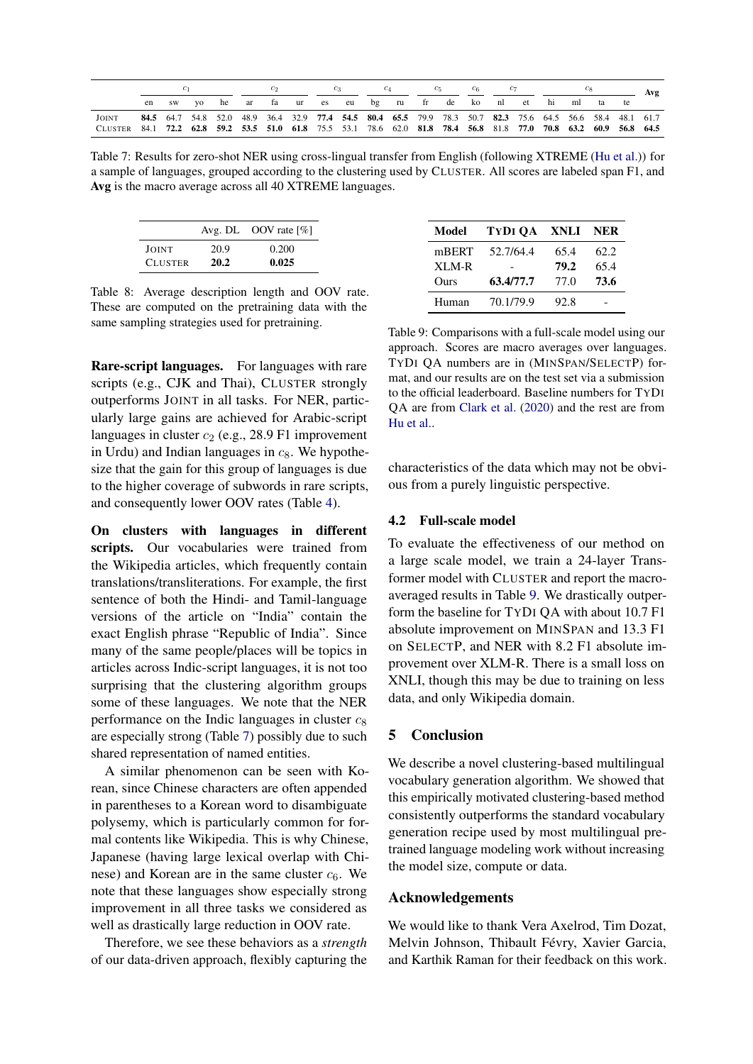| | $c_1$ | | | | $c_2$ | | | $c_3$ | | $c_4$ | | $c_5$ | | $c_6$ | $c_7$ | | $c_8$ | | | | Avg |
|---|---|---|---|---|---|---|---|---|---|---|---|---|---|---|---|---|---|---|---|---|---|
| | en | sw | yo | he | ar | fa | ur | es | eu | bg | ru | fr | de | ko | nl | et | hi | ml | ta | te | |
| JOINT | **84.5** | 64.7 | 54.8 | 52.0 | 48.9 | 36.4 | 32.9 | **77.4** | **54.5** | **80.4** | **65.5** | 79.9 | 78.3 | 50.7 | **82.3** | 75.6 | 64.5 | 56.6 | 58.4 | 48.1 | 61.7 |
| CLUSTER | 84.1 | **72.2** | **62.8** | **59.2** | **53.5** | **51.0** | **61.8** | 75.5 | 53.1 | 78.6 | 62.0 | **81.8** | **78.4** | **56.8** | 81.8 | **77.0** | **70.8** | **63.2** | **60.9** | **56.8** | **64.5** |

Table 7: Results for zero-shot NER using cross-lingual transfer from English (following XTREME (Hu et al.)) for a sample of languages, grouped according to the clustering used by CLUSTER. All scores are labeled span F1, and **Avg** is the macro average across all 40 XTREME languages.

| | Avg. DL | OOV rate [%] |
|---|---|---|
| JOINT | 20.9 | 0.200 |
| CLUSTER | **20.2** | **0.025** |

Table 8: Average description length and OOV rate. These are computed on the pretraining data with the same sampling strategies used for pretraining.

**Rare-script languages.** For languages with rare scripts (e.g., CJK and Thai), CLUSTER strongly outperforms JOINT in all tasks. For NER, particularly large gains are achieved for Arabic-script languages in cluster $c_2$ (e.g., 28.9 F1 improvement in Urdu) and Indian languages in $c_8$. We hypothesize that the gain for this group of languages is due to the higher coverage of subwords in rare scripts, and consequently lower OOV rates (Table 4).

**On clusters with languages in different scripts.** Our vocabularies were trained from the Wikipedia articles, which frequently contain translations/transliterations. For example, the first sentence of both the Hindi- and Tamil-language versions of the article on "India" contain the exact English phrase "Republic of India". Since many of the same people/places will be topics in articles across Indic-script languages, it is not too surprising that the clustering algorithm groups some of these languages. We note that the NER performance on the Indic languages in cluster $c_8$ are especially strong (Table 7) possibly due to such shared representation of named entities.

A similar phenomenon can be seen with Korean, since Chinese characters are often appended in parentheses to a Korean word to disambiguate polysemy, which is particularly common for formal contents like Wikipedia. This is why Chinese, Japanese (having large lexical overlap with Chinese) and Korean are in the same cluster $c_6$. We note that these languages show especially strong improvement in all three tasks we considered as well as drastically large reduction in OOV rate.

Therefore, we see these behaviors as a *strength* of our data-driven approach, flexibly capturing the characteristics of the data which may not be obvious from a purely linguistic perspective.

| Model | TYDI QA | XNLI | NER |
|---|---|---|---|
| mBERT | 52.7/64.4 | 65.4 | 62.2 |
| XLM-R | - | **79.2** | 65.4 |
| Ours | **63.4/77.7** | 77.0 | **73.6** |
| Human | 70.1/79.9 | 92.8 | - |

Table 9: Comparisons with a full-scale model using our approach. Scores are macro averages over languages. TYDI QA numbers are in (MINSPAN/SELECTP) format, and our results are on the test set via a submission to the official leaderboard. Baseline numbers for TYDI QA are from Clark et al. (2020) and the rest are from Hu et al..

### 4.2 Full-scale model

To evaluate the effectiveness of our method on a large scale model, we train a 24-layer Transformer model with CLUSTER and report the macro-averaged results in Table 9. We drastically outperform the baseline for TYDI QA with about 10.7 F1 absolute improvement on MINSPAN and 13.3 F1 on SELECTP, and NER with 8.2 F1 absolute improvement over XLM-R. There is a small loss on XNLI, though this may be due to training on less data, and only Wikipedia domain.

## 5 Conclusion

We describe a novel clustering-based multilingual vocabulary generation algorithm. We showed that this empirically motivated clustering-based method consistently outperforms the standard vocabulary generation recipe used by most multilingual pretrained language modeling work without increasing the model size, compute or data.

## Acknowledgements

We would like to thank Vera Axelrod, Tim Dozat, Melvin Johnson, Thibault Févry, Xavier Garcia, and Karthik Raman for their feedback on this work.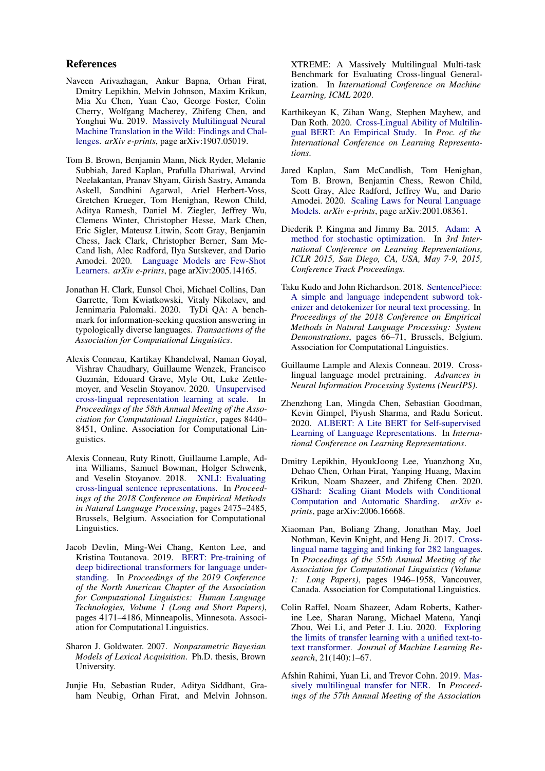## References

Naveen Arivazhagan, Ankur Bapna, Orhan Firat, Dmitry Lepikhin, Melvin Johnson, Maxim Krikun, Mia Xu Chen, Yuan Cao, George Foster, Colin Cherry, Wolfgang Macherey, Zhifeng Chen, and Yonghui Wu. 2019. Massively Multilingual Neural Machine Translation in the Wild: Findings and Challenges. *arXiv e-prints*, page arXiv:1907.05019.

Tom B. Brown, Benjamin Mann, Nick Ryder, Melanie Subbiah, Jared Kaplan, Prafulla Dhariwal, Arvind Neelakantan, Pranav Shyam, Girish Sastry, Amanda Askell, Sandhini Agarwal, Ariel Herbert-Voss, Gretchen Krueger, Tom Henighan, Rewon Child, Aditya Ramesh, Daniel M. Ziegler, Jeffrey Wu, Clemens Winter, Christopher Hesse, Mark Chen, Eric Sigler, Mateusz Litwin, Scott Gray, Benjamin Chess, Jack Clark, Christopher Berner, Sam McCand lish, Alec Radford, Ilya Sutskever, and Dario Amodei. 2020. Language Models are Few-Shot Learners. *arXiv e-prints*, page arXiv:2005.14165.

Jonathan H. Clark, Eunsol Choi, Michael Collins, Dan Garrette, Tom Kwiatkowski, Vitaly Nikolaev, and Jennimaria Palomaki. 2020. TyDi QA: A benchmark for information-seeking question answering in typologically diverse languages. *Transactions of the Association for Computational Linguistics*.

Alexis Conneau, Kartikay Khandelwal, Naman Goyal, Vishrav Chaudhary, Guillaume Wenzek, Francisco Guzmán, Edouard Grave, Myle Ott, Luke Zettlemoyer, and Veselin Stoyanov. 2020. Unsupervised cross-lingual representation learning at scale. In *Proceedings of the 58th Annual Meeting of the Association for Computational Linguistics*, pages 8440–8451, Online. Association for Computational Linguistics.

Alexis Conneau, Ruty Rinott, Guillaume Lample, Adina Williams, Samuel Bowman, Holger Schwenk, and Veselin Stoyanov. 2018. XNLI: Evaluating cross-lingual sentence representations. In *Proceedings of the 2018 Conference on Empirical Methods in Natural Language Processing*, pages 2475–2485, Brussels, Belgium. Association for Computational Linguistics.

Jacob Devlin, Ming-Wei Chang, Kenton Lee, and Kristina Toutanova. 2019. BERT: Pre-training of deep bidirectional transformers for language understanding. In *Proceedings of the 2019 Conference of the North American Chapter of the Association for Computational Linguistics: Human Language Technologies, Volume 1 (Long and Short Papers)*, pages 4171–4186, Minneapolis, Minnesota. Association for Computational Linguistics.

Sharon J. Goldwater. 2007. *Nonparametric Bayesian Models of Lexical Acquisition*. Ph.D. thesis, Brown University.

Junjie Hu, Sebastian Ruder, Aditya Siddhant, Graham Neubig, Orhan Firat, and Melvin Johnson. XTREME: A Massively Multilingual Multi-task Benchmark for Evaluating Cross-lingual Generalization. In *International Conference on Machine Learning, ICML 2020*.

Karthikeyan K, Zihan Wang, Stephen Mayhew, and Dan Roth. 2020. Cross-Lingual Ability of Multilingual BERT: An Empirical Study. In *Proc. of the International Conference on Learning Representations*.

Jared Kaplan, Sam McCandlish, Tom Henighan, Tom B. Brown, Benjamin Chess, Rewon Child, Scott Gray, Alec Radford, Jeffrey Wu, and Dario Amodei. 2020. Scaling Laws for Neural Language Models. *arXiv e-prints*, page arXiv:2001.08361.

Diederik P. Kingma and Jimmy Ba. 2015. Adam: A method for stochastic optimization. In *3rd International Conference on Learning Representations, ICLR 2015, San Diego, CA, USA, May 7-9, 2015, Conference Track Proceedings*.

Taku Kudo and John Richardson. 2018. SentencePiece: A simple and language independent subword tokenizer and detokenizer for neural text processing. In *Proceedings of the 2018 Conference on Empirical Methods in Natural Language Processing: System Demonstrations*, pages 66–71, Brussels, Belgium. Association for Computational Linguistics.

Guillaume Lample and Alexis Conneau. 2019. Cross-lingual language model pretraining. *Advances in Neural Information Processing Systems (NeurIPS)*.

Zhenzhong Lan, Mingda Chen, Sebastian Goodman, Kevin Gimpel, Piyush Sharma, and Radu Soricut. 2020. ALBERT: A Lite BERT for Self-supervised Learning of Language Representations. In *International Conference on Learning Representations*.

Dmitry Lepikhin, HyoukJoong Lee, Yuanzhong Xu, Dehao Chen, Orhan Firat, Yanping Huang, Maxim Krikun, Noam Shazeer, and Zhifeng Chen. 2020. GShard: Scaling Giant Models with Conditional Computation and Automatic Sharding. *arXiv e-prints*, page arXiv:2006.16668.

Xiaoman Pan, Boliang Zhang, Jonathan May, Joel Nothman, Kevin Knight, and Heng Ji. 2017. Cross-lingual name tagging and linking for 282 languages. In *Proceedings of the 55th Annual Meeting of the Association for Computational Linguistics (Volume 1: Long Papers)*, pages 1946–1958, Vancouver, Canada. Association for Computational Linguistics.

Colin Raffel, Noam Shazeer, Adam Roberts, Katherine Lee, Sharan Narang, Michael Matena, Yanqi Zhou, Wei Li, and Peter J. Liu. 2020. Exploring the limits of transfer learning with a unified text-to-text transformer. *Journal of Machine Learning Research*, 21(140):1–67.

Afshin Rahimi, Yuan Li, and Trevor Cohn. 2019. Massively multilingual transfer for NER. In *Proceedings of the 57th Annual Meeting of the Association*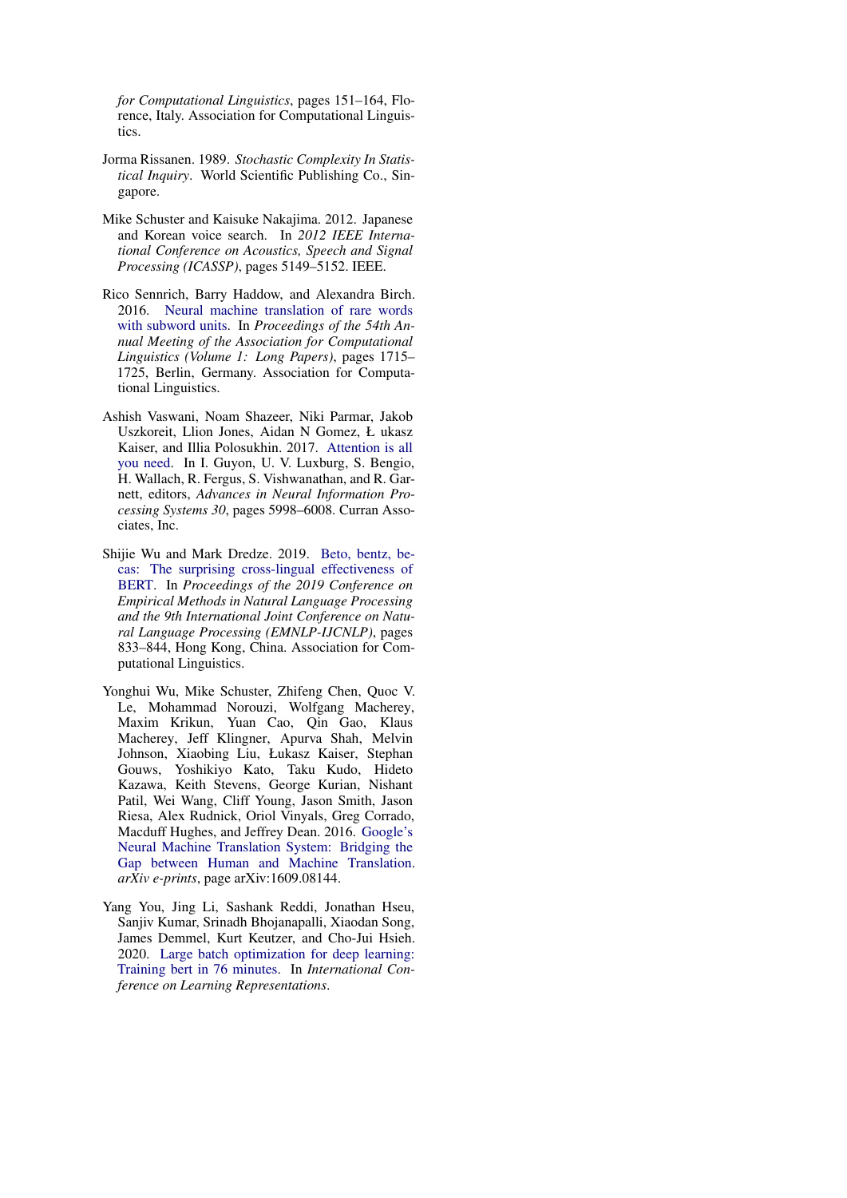*for Computational Linguistics*, pages 151–164, Florence, Italy. Association for Computational Linguistics.

Jorma Rissanen. 1989. *Stochastic Complexity In Statistical Inquiry*. World Scientific Publishing Co., Singapore.

Mike Schuster and Kaisuke Nakajima. 2012. Japanese and Korean voice search. In *2012 IEEE International Conference on Acoustics, Speech and Signal Processing (ICASSP)*, pages 5149–5152. IEEE.

Rico Sennrich, Barry Haddow, and Alexandra Birch. 2016. Neural machine translation of rare words with subword units. In *Proceedings of the 54th Annual Meeting of the Association for Computational Linguistics (Volume 1: Long Papers)*, pages 1715–1725, Berlin, Germany. Association for Computational Linguistics.

Ashish Vaswani, Noam Shazeer, Niki Parmar, Jakob Uszkoreit, Llion Jones, Aidan N Gomez, Ł ukasz Kaiser, and Illia Polosukhin. 2017. Attention is all you need. In I. Guyon, U. V. Luxburg, S. Bengio, H. Wallach, R. Fergus, S. Vishwanathan, and R. Garnett, editors, *Advances in Neural Information Processing Systems 30*, pages 5998–6008. Curran Associates, Inc.

Shijie Wu and Mark Dredze. 2019. Beto, bentz, becas: The surprising cross-lingual effectiveness of BERT. In *Proceedings of the 2019 Conference on Empirical Methods in Natural Language Processing and the 9th International Joint Conference on Natural Language Processing (EMNLP-IJCNLP)*, pages 833–844, Hong Kong, China. Association for Computational Linguistics.

Yonghui Wu, Mike Schuster, Zhifeng Chen, Quoc V. Le, Mohammad Norouzi, Wolfgang Macherey, Maxim Krikun, Yuan Cao, Qin Gao, Klaus Macherey, Jeff Klingner, Apurva Shah, Melvin Johnson, Xiaobing Liu, Łukasz Kaiser, Stephan Gouws, Yoshikiyo Kato, Taku Kudo, Hideto Kazawa, Keith Stevens, George Kurian, Nishant Patil, Wei Wang, Cliff Young, Jason Smith, Jason Riesa, Alex Rudnick, Oriol Vinyals, Greg Corrado, Macduff Hughes, and Jeffrey Dean. 2016. Google's Neural Machine Translation System: Bridging the Gap between Human and Machine Translation. *arXiv e-prints*, page arXiv:1609.08144.

Yang You, Jing Li, Sashank Reddi, Jonathan Hseu, Sanjiv Kumar, Srinadh Bhojanapalli, Xiaodan Song, James Demmel, Kurt Keutzer, and Cho-Jui Hsieh. 2020. Large batch optimization for deep learning: Training bert in 76 minutes. In *International Conference on Learning Representations*.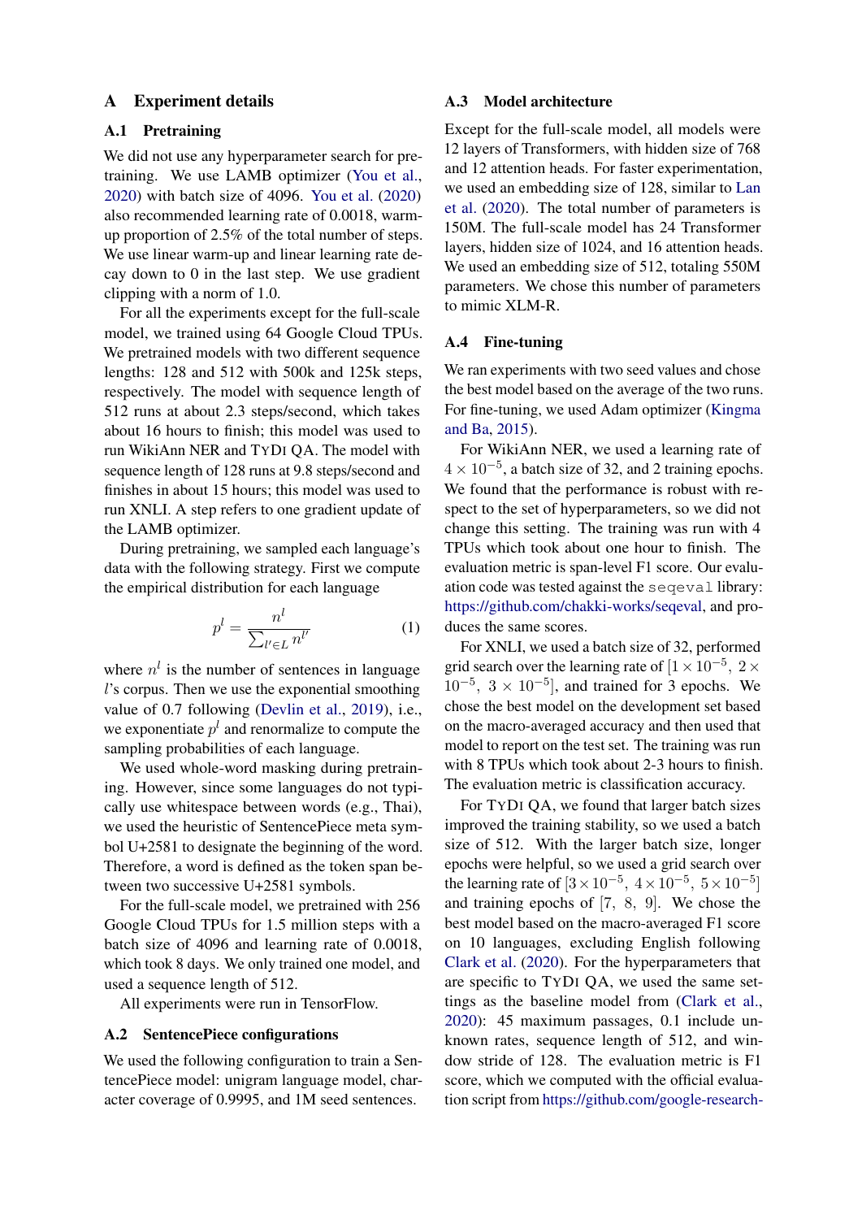# A Experiment details

## A.1 Pretraining

We did not use any hyperparameter search for pretraining. We use LAMB optimizer (You et al., 2020) with batch size of 4096. You et al. (2020) also recommended learning rate of 0.0018, warm-up proportion of 2.5% of the total number of steps. We use linear warm-up and linear learning rate decay down to 0 in the last step. We use gradient clipping with a norm of 1.0.

For all the experiments except for the full-scale model, we trained using 64 Google Cloud TPUs. We pretrained models with two different sequence lengths: 128 and 512 with 500k and 125k steps, respectively. The model with sequence length of 512 runs at about 2.3 steps/second, which takes about 16 hours to finish; this model was used to run WikiAnn NER and TyDi QA. The model with sequence length of 128 runs at 9.8 steps/second and finishes in about 15 hours; this model was used to run XNLI. A step refers to one gradient update of the LAMB optimizer.

During pretraining, we sampled each language's data with the following strategy. First we compute the empirical distribution for each language

$$p^l = \frac{n^l}{\sum_{l' \in L} n^{l'}} \quad (1)$$

where $n^l$ is the number of sentences in language $l$'s corpus. Then we use the exponential smoothing value of 0.7 following (Devlin et al., 2019), i.e., we exponentiate $p^l$ and renormalize to compute the sampling probabilities of each language.

We used whole-word masking during pretraining. However, since some languages do not typically use whitespace between words (e.g., Thai), we used the heuristic of SentencePiece meta symbol U+2581 to designate the beginning of the word. Therefore, a word is defined as the token span between two successive U+2581 symbols.

For the full-scale model, we pretrained with 256 Google Cloud TPUs for 1.5 million steps with a batch size of 4096 and learning rate of 0.0018, which took 8 days. We only trained one model, and used a sequence length of 512.

All experiments were run in TensorFlow.

## A.2 SentencePiece configurations

We used the following configuration to train a SentencePiece model: unigram language model, character coverage of 0.9995, and 1M seed sentences.

## A.3 Model architecture

Except for the full-scale model, all models were 12 layers of Transformers, with hidden size of 768 and 12 attention heads. For faster experimentation, we used an embedding size of 128, similar to Lan et al. (2020). The total number of parameters is 150M. The full-scale model has 24 Transformer layers, hidden size of 1024, and 16 attention heads. We used an embedding size of 512, totaling 550M parameters. We chose this number of parameters to mimic XLM-R.

## A.4 Fine-tuning

We ran experiments with two seed values and chose the best model based on the average of the two runs. For fine-tuning, we used Adam optimizer (Kingma and Ba, 2015).

For WikiAnn NER, we used a learning rate of $4 \times 10^{-5}$, a batch size of 32, and 2 training epochs. We found that the performance is robust with respect to the set of hyperparameters, so we did not change this setting. The training was run with 4 TPUs which took about one hour to finish. The evaluation metric is span-level F1 score. Our evaluation code was tested against the `seqeval` library: https://github.com/chakki-works/seqeval, and produces the same scores.

For XNLI, we used a batch size of 32, performed grid search over the learning rate of $[1 \times 10^{-5},\ 2 \times 10^{-5},\ 3 \times 10^{-5}]$, and trained for 3 epochs. We chose the best model on the development set based on the macro-averaged accuracy and then used that model to report on the test set. The training was run with 8 TPUs which took about 2-3 hours to finish. The evaluation metric is classification accuracy.

For TyDi QA, we found that larger batch sizes improved the training stability, so we used a batch size of 512. With the larger batch size, longer epochs were helpful, so we used a grid search over the learning rate of $[3 \times 10^{-5},\ 4 \times 10^{-5},\ 5 \times 10^{-5}]$ and training epochs of $[7,\ 8,\ 9]$. We chose the best model based on the macro-averaged F1 score on 10 languages, excluding English following Clark et al. (2020). For the hyperparameters that are specific to TyDi QA, we used the same settings as the baseline model from (Clark et al., 2020): 45 maximum passages, 0.1 include unknown rates, sequence length of 512, and window stride of 128. The evaluation metric is F1 score, which we computed with the official evaluation script from https://github.com/google-research-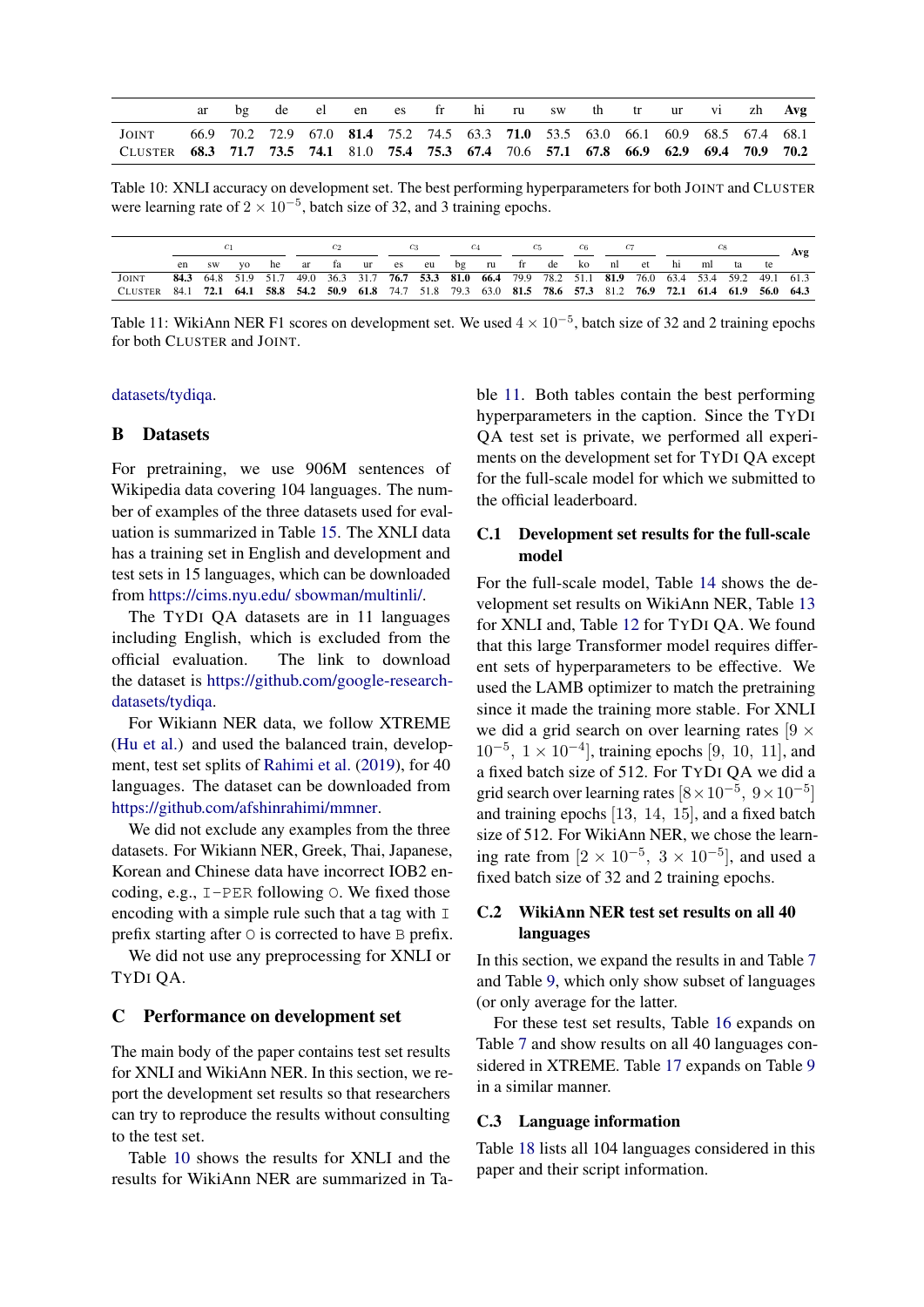|  | ar | bg | de | el | en | es | fr | hi | ru | sw | th | tr | ur | vi | zh | Avg |
|---|---|---|---|---|---|---|---|---|---|---|---|---|---|---|---|---|
| JOINT | 66.9 | 70.2 | 72.9 | 67.0 | **81.4** | 75.2 | 74.5 | 63.3 | **71.0** | 53.5 | 63.0 | 66.1 | 60.9 | 68.5 | 67.4 | 68.1 |
| CLUSTER | **68.3** | **71.7** | **73.5** | **74.1** | 81.0 | **75.4** | **75.3** | **67.4** | 70.6 | **57.1** | **67.8** | **66.9** | **62.9** | **69.4** | **70.9** | **70.2** |

Table 10: XNLI accuracy on development set. The best performing hyperparameters for both JOINT and CLUSTER were learning rate of $2 \times 10^{-5}$, batch size of 32, and 3 training epochs.

|  | C1 | | | | C2 | | | C3 | | C4 | | C5 | | C6 | C7 | | C8 | | | | Avg |
|---|---|---|---|---|---|---|---|---|---|---|---|---|---|---|---|---|---|---|---|---|---|
|  | en | sw | yo | he | ar | fa | ur | es | eu | bg | ru | fr | de | ko | nl | et | hi | ml | ta | te |  |
| JOINT | **84.3** | 64.8 | 51.9 | 51.7 | 49.0 | 36.3 | 31.7 | **76.7** | **53.3** | **81.0** | **66.4** | 79.9 | 78.2 | 51.1 | **81.9** | 76.0 | 63.4 | 53.4 | 59.2 | 49.1 | 61.3 |
| CLUSTER | 84.1 | **72.1** | **64.1** | **58.8** | **54.2** | **50.9** | **61.8** | 74.7 | 51.8 | 79.3 | 63.0 | **81.5** | **78.6** | **57.3** | 81.2 | **76.9** | **72.1** | **61.4** | **61.9** | **56.0** | **64.3** |

Table 11: WikiAnn NER F1 scores on development set. We used $4 \times 10^{-5}$, batch size of 32 and 2 training epochs for both CLUSTER and JOINT.

datasets/tydiqa.

## B Datasets

For pretraining, we use 906M sentences of Wikipedia data covering 104 languages. The number of examples of the three datasets used for evaluation is summarized in Table 15. The XNLI data has a training set in English and development and test sets in 15 languages, which can be downloaded from https://cims.nyu.edu/ sbowman/multinli/.

The TYDI QA datasets are in 11 languages including English, which is excluded from the official evaluation. The link to download the dataset is https://github.com/google-research-datasets/tydiqa.

For Wikiann NER data, we follow XTREME (Hu et al.) and used the balanced train, development, test set splits of Rahimi et al. (2019), for 40 languages. The dataset can be downloaded from https://github.com/afshinrahimi/mmner.

We did not exclude any examples from the three datasets. For Wikiann NER, Greek, Thai, Japanese, Korean and Chinese data have incorrect IOB2 encoding, e.g., `I-PER` following `O`. We fixed those encoding with a simple rule such that a tag with `I` prefix starting after `O` is corrected to have `B` prefix.

We did not use any preprocessing for XNLI or TYDI QA.

## C Performance on development set

The main body of the paper contains test set results for XNLI and WikiAnn NER. In this section, we report the development set results so that researchers can try to reproduce the results without consulting to the test set.

Table 10 shows the results for XNLI and the results for WikiAnn NER are summarized in Table 11. Both tables contain the best performing hyperparameters in the caption. Since the TYDI QA test set is private, we performed all experiments on the development set for TYDI QA except for the full-scale model for which we submitted to the official leaderboard.

### C.1 Development set results for the full-scale model

For the full-scale model, Table 14 shows the development set results on WikiAnn NER, Table 13 for XNLI and, Table 12 for TYDI QA. We found that this large Transformer model requires different sets of hyperparameters to be effective. We used the LAMB optimizer to match the pretraining since it made the training more stable. For XNLI we did a grid search on over learning rates $[9 \times 10^{-5},\ 1 \times 10^{-4}]$, training epochs $[9,\ 10,\ 11]$, and a fixed batch size of 512. For TYDI QA we did a grid search over learning rates $[8 \times 10^{-5},\ 9 \times 10^{-5}]$ and training epochs $[13,\ 14,\ 15]$, and a fixed batch size of 512. For WikiAnn NER, we chose the learning rate from $[2 \times 10^{-5},\ 3 \times 10^{-5}]$, and used a fixed batch size of 32 and 2 training epochs.

### C.2 WikiAnn NER test set results on all 40 languages

In this section, we expand the results in and Table 7 and Table 9, which only show subset of languages (or only average for the latter).

For these test set results, Table 16 expands on Table 7 and show results on all 40 languages considered in XTREME. Table 17 expands on Table 9 in a similar manner.

### C.3 Language information

Table 18 lists all 104 languages considered in this paper and their script information.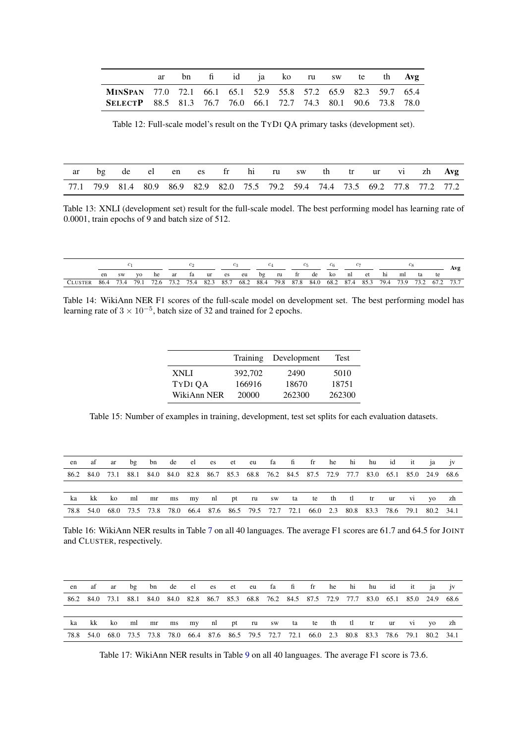| | ar | bn | fi | id | ja | ko | ru | sw | te | th | **Avg** |
|---|---|---|---|---|---|---|---|---|---|---|---|
| **MINSPAN** | 77.0 | 72.1 | 66.1 | 65.1 | 52.9 | 55.8 | 57.2 | 65.9 | 82.3 | 59.7 | 65.4 |
| **SELECTP** | 88.5 | 81.3 | 76.7 | 76.0 | 66.1 | 72.7 | 74.3 | 80.1 | 90.6 | 73.8 | 78.0 |

Table 12: Full-scale model's result on the TYDI QA primary tasks (development set).

| ar | bg | de | el | en | es | fr | hi | ru | sw | th | tr | ur | vi | zh | **Avg** |
|---|---|---|---|---|---|---|---|---|---|---|---|---|---|---|---|
| 77.1 | 79.9 | 81.4 | 80.9 | 86.9 | 82.9 | 82.0 | 75.5 | 79.2 | 59.4 | 74.4 | 73.5 | 69.2 | 77.8 | 77.2 | 77.2 |

Table 13: XNLI (development set) result for the full-scale model. The best performing model has learning rate of 0.0001, train epochs of 9 and batch size of 512.

| | $c_1$ | | | | $c_2$ | | | $c_3$ | | $c_4$ | | $c_5$ | | $c_6$ | $c_7$ | | $c_8$ | | | | Avg |
|---|---|---|---|---|---|---|---|---|---|---|---|---|---|---|---|---|---|---|---|---|---|
| | en | sw | yo | he | ar | fa | ur | es | eu | bg | ru | fr | de | ko | nl | et | hi | ml | ta | te | |
| CLUSTER | 86.4 | 73.4 | 79.1 | 72.6 | 73.2 | 75.4 | 82.3 | 85.7 | 68.2 | 88.4 | 79.8 | 87.8 | 84.0 | 68.2 | 87.4 | 85.3 | 79.4 | 73.9 | 73.2 | 67.2 | 73.7 |

Table 14: WikiAnn NER F1 scores of the full-scale model on development set. The best performing model has learning rate of $3 \times 10^{-5}$, batch size of 32 and trained for 2 epochs.

| | Training | Development | Test |
|---|---|---|---|
| XNLI | 392,702 | 2490 | 5010 |
| TYDI QA | 166916 | 18670 | 18751 |
| WikiAnn NER | 20000 | 262300 | 262300 |

Table 15: Number of examples in training, development, test set splits for each evaluation datasets.

| en | af | ar | bg | bn | de | el | es | et | eu | fa | fi | fr | he | hi | hu | id | it | ja | jv |
|---|---|---|---|---|---|---|---|---|---|---|---|---|---|---|---|---|---|---|---|
| 86.2 | 84.0 | 73.1 | 88.1 | 84.0 | 84.0 | 82.8 | 86.7 | 85.3 | 68.8 | 76.2 | 84.5 | 87.5 | 72.9 | 77.7 | 83.0 | 65.1 | 85.0 | 24.9 | 68.6 |

| ka | kk | ko | ml | mr | ms | my | nl | pt | ru | sw | ta | te | th | tl | tr | ur | vi | yo | zh |
|---|---|---|---|---|---|---|---|---|---|---|---|---|---|---|---|---|---|---|---|
| 78.8 | 54.0 | 68.0 | 73.5 | 73.8 | 78.0 | 66.4 | 87.6 | 86.5 | 79.5 | 72.7 | 72.1 | 66.0 | 2.3 | 80.8 | 83.3 | 78.6 | 79.1 | 80.2 | 34.1 |

Table 16: WikiAnn NER results in Table 7 on all 40 languages. The average F1 scores are 61.7 and 64.5 for JOINT and CLUSTER, respectively.

| en | af | ar | bg | bn | de | el | es | et | eu | fa | fi | fr | he | hi | hu | id | it | ja | jv |
|---|---|---|---|---|---|---|---|---|---|---|---|---|---|---|---|---|---|---|---|
| 86.2 | 84.0 | 73.1 | 88.1 | 84.0 | 84.0 | 82.8 | 86.7 | 85.3 | 68.8 | 76.2 | 84.5 | 87.5 | 72.9 | 77.7 | 83.0 | 65.1 | 85.0 | 24.9 | 68.6 |

| ka | kk | ko | ml | mr | ms | my | nl | pt | ru | sw | ta | te | th | tl | tr | ur | vi | yo | zh |
|---|---|---|---|---|---|---|---|---|---|---|---|---|---|---|---|---|---|---|---|
| 78.8 | 54.0 | 68.0 | 73.5 | 73.8 | 78.0 | 66.4 | 87.6 | 86.5 | 79.5 | 72.7 | 72.1 | 66.0 | 2.3 | 80.8 | 83.3 | 78.6 | 79.1 | 80.2 | 34.1 |

Table 17: WikiAnn NER results in Table 9 on all 40 languages. The average F1 score is 73.6.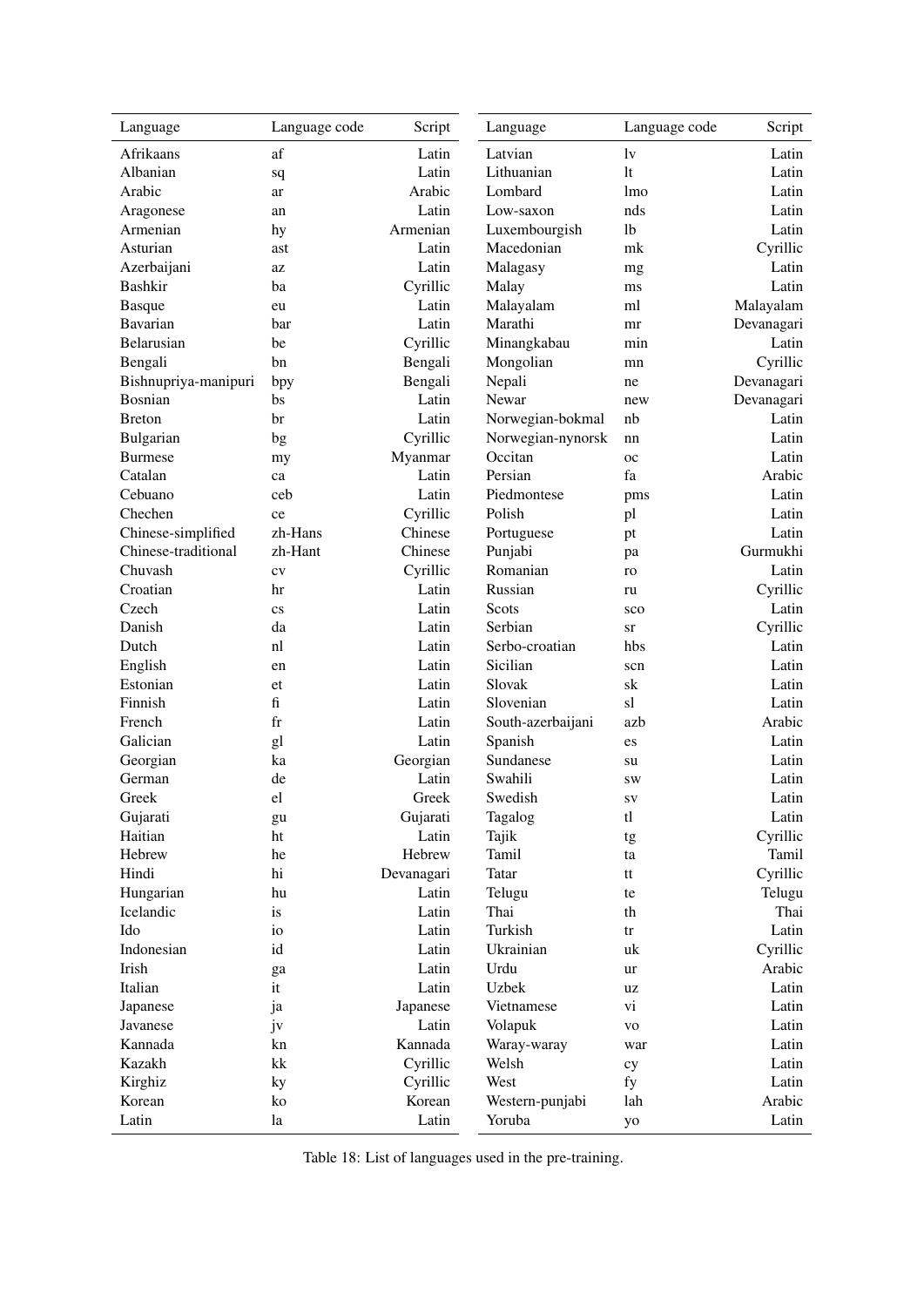| Language | Language code | Script | Language | Language code | Script |
|---|---|---|---|---|---|
| Afrikaans | af | Latin | Latvian | lv | Latin |
| Albanian | sq | Latin | Lithuanian | lt | Latin |
| Arabic | ar | Arabic | Lombard | lmo | Latin |
| Aragonese | an | Latin | Low-saxon | nds | Latin |
| Armenian | hy | Armenian | Luxembourgish | lb | Latin |
| Asturian | ast | Latin | Macedonian | mk | Cyrillic |
| Azerbaijani | az | Latin | Malagasy | mg | Latin |
| Bashkir | ba | Cyrillic | Malay | ms | Latin |
| Basque | eu | Latin | Malayalam | ml | Malayalam |
| Bavarian | bar | Latin | Marathi | mr | Devanagari |
| Belarusian | be | Cyrillic | Minangkabau | min | Latin |
| Bengali | bn | Bengali | Mongolian | mn | Cyrillic |
| Bishnupriya-manipuri | bpy | Bengali | Nepali | ne | Devanagari |
| Bosnian | bs | Latin | Newar | new | Devanagari |
| Breton | br | Latin | Norwegian-bokmal | nb | Latin |
| Bulgarian | bg | Cyrillic | Norwegian-nynorsk | nn | Latin |
| Burmese | my | Myanmar | Occitan | oc | Latin |
| Catalan | ca | Latin | Persian | fa | Arabic |
| Cebuano | ceb | Latin | Piedmontese | pms | Latin |
| Chechen | ce | Cyrillic | Polish | pl | Latin |
| Chinese-simplified | zh-Hans | Chinese | Portuguese | pt | Latin |
| Chinese-traditional | zh-Hant | Chinese | Punjabi | pa | Gurmukhi |
| Chuvash | cv | Cyrillic | Romanian | ro | Latin |
| Croatian | hr | Latin | Russian | ru | Cyrillic |
| Czech | cs | Latin | Scots | sco | Latin |
| Danish | da | Latin | Serbian | sr | Cyrillic |
| Dutch | nl | Latin | Serbo-croatian | hbs | Latin |
| English | en | Latin | Sicilian | scn | Latin |
| Estonian | et | Latin | Slovak | sk | Latin |
| Finnish | fi | Latin | Slovenian | sl | Latin |
| French | fr | Latin | South-azerbaijani | azb | Arabic |
| Galician | gl | Latin | Spanish | es | Latin |
| Georgian | ka | Georgian | Sundanese | su | Latin |
| German | de | Latin | Swahili | sw | Latin |
| Greek | el | Greek | Swedish | sv | Latin |
| Gujarati | gu | Gujarati | Tagalog | tl | Latin |
| Haitian | ht | Latin | Tajik | tg | Cyrillic |
| Hebrew | he | Hebrew | Tamil | ta | Tamil |
| Hindi | hi | Devanagari | Tatar | tt | Cyrillic |
| Hungarian | hu | Latin | Telugu | te | Telugu |
| Icelandic | is | Latin | Thai | th | Thai |
| Ido | io | Latin | Turkish | tr | Latin |
| Indonesian | id | Latin | Ukrainian | uk | Cyrillic |
| Irish | ga | Latin | Urdu | ur | Arabic |
| Italian | it | Latin | Uzbek | uz | Latin |
| Japanese | ja | Japanese | Vietnamese | vi | Latin |
| Javanese | jv | Latin | Volapuk | vo | Latin |
| Kannada | kn | Kannada | Waray-waray | war | Latin |
| Kazakh | kk | Cyrillic | Welsh | cy | Latin |
| Kirghiz | ky | Cyrillic | West | fy | Latin |
| Korean | ko | Korean | Western-punjabi | lah | Arabic |
| Latin | la | Latin | Yoruba | yo | Latin |

Table 18: List of languages used in the pre-training.